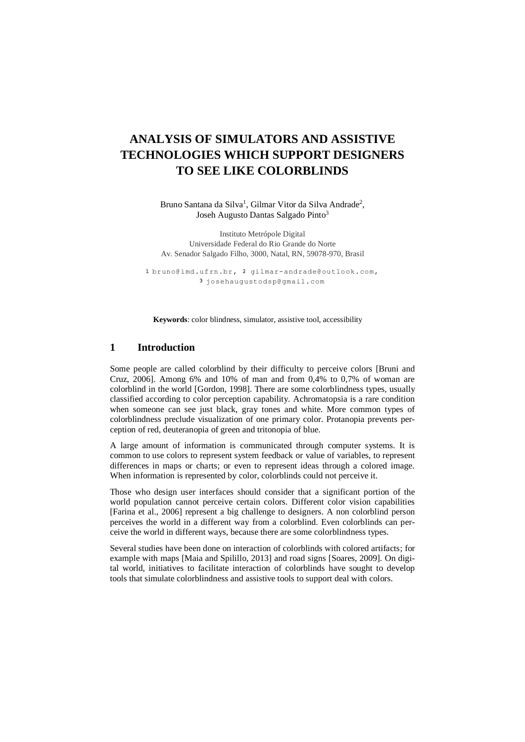# ANALYSIS OF SIMULATORS AND ASSISTIVE TECHNOLOGIES WHICH SUPPORT DESIGNERS TO SEE LIKE COLORBLINDS

Bruno Santana da Silva[1], Gilmar Vitor da Silva Andrade[2], Joseh Augusto Dantas Salgado Pinto[3]

Instituto Metrópole Digital
Universidade Federal do Rio Grande do Norte
Av. Senador Salgado Filho, 3000, Natal, RN, 59078-970, Brasil

[1] bruno@imd.ufrn.br, [2] gilmar-andrade@outlook.com, [3] josehaugustodsp@gmail.com

**Keywords**: color blindness, simulator, assistive tool, accessibility

## 1 Introduction

Some people are called colorblind by their difficulty to perceive colors [Bruni and Cruz, 2006]. Among 6% and 10% of man and from 0,4% to 0,7% of woman are colorblind in the world [Gordon, 1998]. There are some colorblindness types, usually classified according to color perception capability. Achromatopsia is a rare condition when someone can see just black, gray tones and white. More common types of colorblindness preclude visualization of one primary color. Protanopia prevents perception of red, deuteranopia of green and tritonopia of blue.

A large amount of information is communicated through computer systems. It is common to use colors to represent system feedback or value of variables, to represent differences in maps or charts; or even to represent ideas through a colored image. When information is represented by color, colorblinds could not perceive it.

Those who design user interfaces should consider that a significant portion of the world population cannot perceive certain colors. Different color vision capabilities [Farina et al., 2006] represent a big challenge to designers. A non colorblind person perceives the world in a different way from a colorblind. Even colorblinds can perceive the world in different ways, because there are some colorblindness types.

Several studies have been done on interaction of colorblinds with colored artifacts; for example with maps [Maia and Spilillo, 2013] and road signs [Soares, 2009]. On digital world, initiatives to facilitate interaction of colorblinds have sought to develop tools that simulate colorblindness and assistive tools to support deal with colors.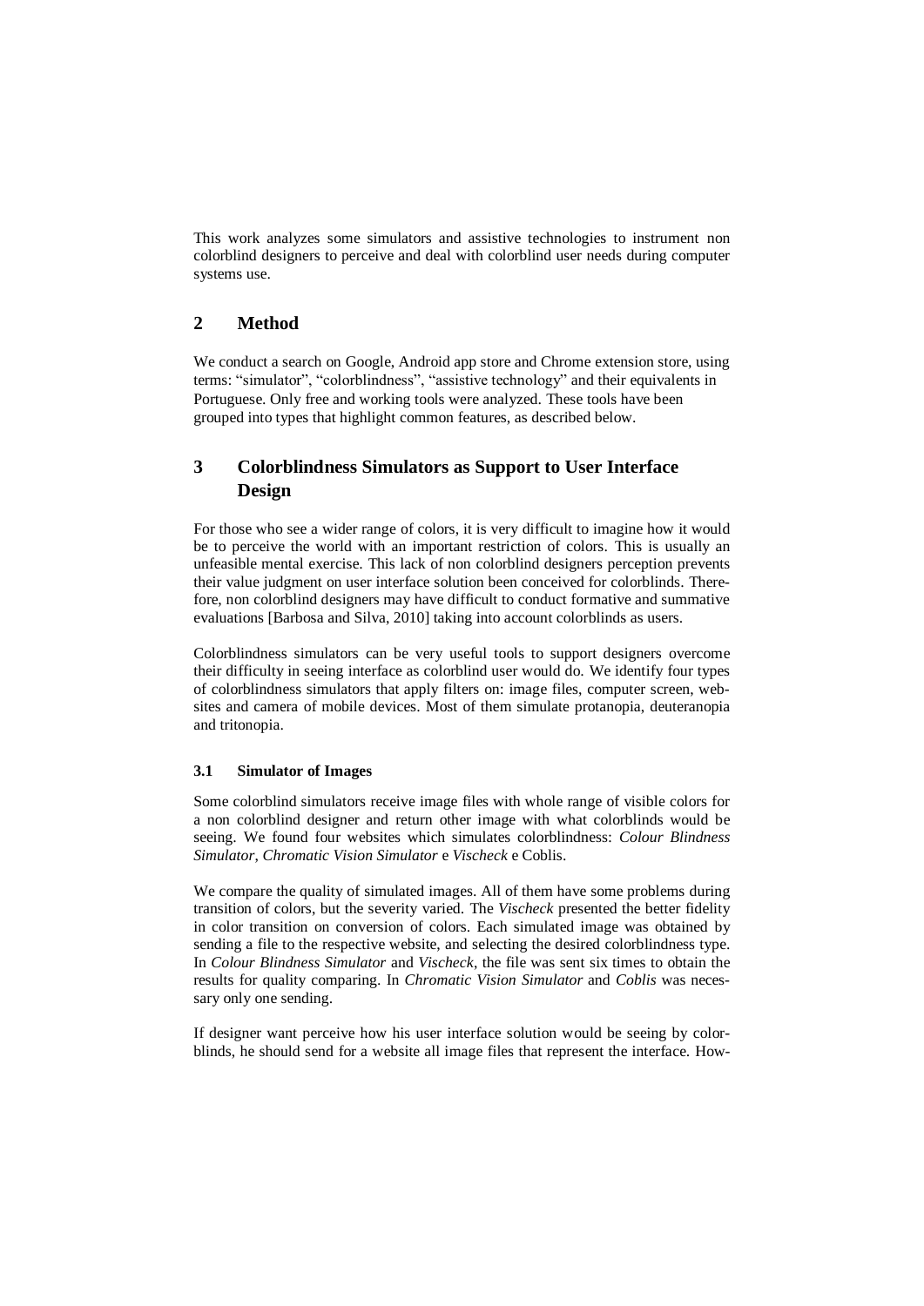This work analyzes some simulators and assistive technologies to instrument non colorblind designers to perceive and deal with colorblind user needs during computer systems use.

## 2 Method

We conduct a search on Google, Android app store and Chrome extension store, using terms: "simulator", "colorblindness", "assistive technology" and their equivalents in Portuguese. Only free and working tools were analyzed. These tools have been grouped into types that highlight common features, as described below.

## 3 Colorblindness Simulators as Support to User Interface Design

For those who see a wider range of colors, it is very difficult to imagine how it would be to perceive the world with an important restriction of colors. This is usually an unfeasible mental exercise. This lack of non colorblind designers perception prevents their value judgment on user interface solution been conceived for colorblinds. Therefore, non colorblind designers may have difficult to conduct formative and summative evaluations [Barbosa and Silva, 2010] taking into account colorblinds as users.

Colorblindness simulators can be very useful tools to support designers overcome their difficulty in seeing interface as colorblind user would do. We identify four types of colorblindness simulators that apply filters on: image files, computer screen, websites and camera of mobile devices. Most of them simulate protanopia, deuteranopia and tritonopia.

### 3.1 Simulator of Images

Some colorblind simulators receive image files with whole range of visible colors for a non colorblind designer and return other image with what colorblinds would be seeing. We found four websites which simulates colorblindness: *Colour Blindness Simulator*, *Chromatic Vision Simulator* e *Vischeck* e Coblis.

We compare the quality of simulated images. All of them have some problems during transition of colors, but the severity varied. The *Vischeck* presented the better fidelity in color transition on conversion of colors. Each simulated image was obtained by sending a file to the respective website, and selecting the desired colorblindness type. In *Colour Blindness Simulator* and *Vischeck*, the file was sent six times to obtain the results for quality comparing. In *Chromatic Vision Simulator* and *Coblis* was necessary only one sending.

If designer want perceive how his user interface solution would be seeing by colorblinds, he should send for a website all image files that represent the interface. How-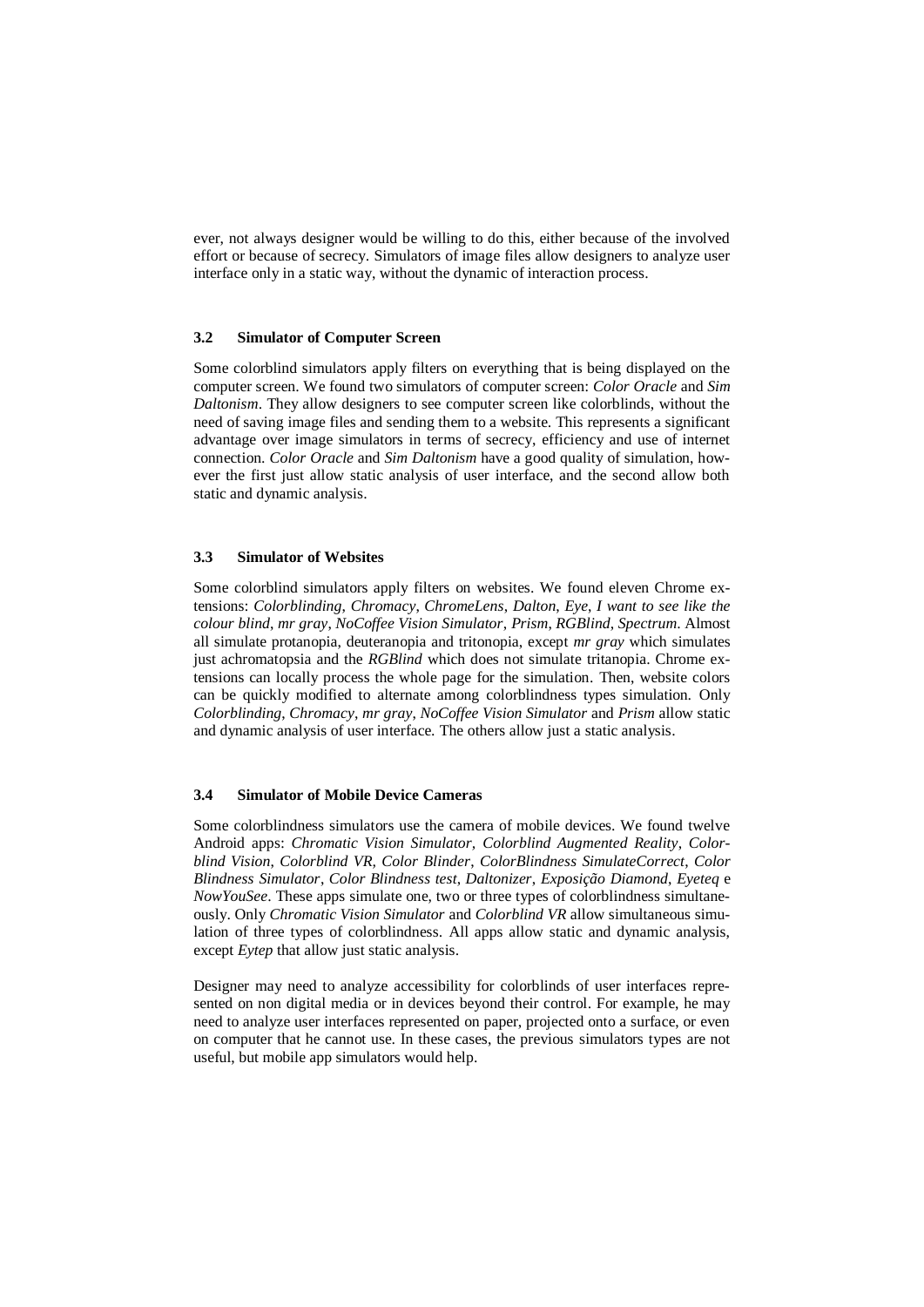ever, not always designer would be willing to do this, either because of the involved effort or because of secrecy. Simulators of image files allow designers to analyze user interface only in a static way, without the dynamic of interaction process.

### 3.2 Simulator of Computer Screen

Some colorblind simulators apply filters on everything that is being displayed on the computer screen. We found two simulators of computer screen: *Color Oracle* and *Sim Daltonism*. They allow designers to see computer screen like colorblinds, without the need of saving image files and sending them to a website. This represents a significant advantage over image simulators in terms of secrecy, efficiency and use of internet connection. *Color Oracle* and *Sim Daltonism* have a good quality of simulation, however the first just allow static analysis of user interface, and the second allow both static and dynamic analysis.

### 3.3 Simulator of Websites

Some colorblind simulators apply filters on websites. We found eleven Chrome extensions: *Colorblinding*, *Chromacy*, *ChromeLens*, *Dalton*, *Eye*, *I want to see like the colour blind*, *mr gray*, *NoCoffee Vision Simulator*, *Prism*, *RGBlind*, *Spectrum*. Almost all simulate protanopia, deuteranopia and tritonopia, except *mr gray* which simulates just achromatopsia and the *RGBlind* which does not simulate tritanopia. Chrome extensions can locally process the whole page for the simulation. Then, website colors can be quickly modified to alternate among colorblindness types simulation. Only *Colorblinding*, *Chromacy*, *mr gray*, *NoCoffee Vision Simulator* and *Prism* allow static and dynamic analysis of user interface. The others allow just a static analysis.

### 3.4 Simulator of Mobile Device Cameras

Some colorblindness simulators use the camera of mobile devices. We found twelve Android apps: *Chromatic Vision Simulator*, *Colorblind Augmented Reality*, *Colorblind Vision*, *Colorblind VR*, *Color Blinder*, *ColorBlindness SimulateCorrect*, *Color Blindness Simulator*, *Color Blindness test*, *Daltonizer*, *Exposição Diamond*, *Eyeteq* e *NowYouSee*. These apps simulate one, two or three types of colorblindness simultaneously. Only *Chromatic Vision Simulator* and *Colorblind VR* allow simultaneous simulation of three types of colorblindness. All apps allow static and dynamic analysis, except *Eytep* that allow just static analysis.

Designer may need to analyze accessibility for colorblinds of user interfaces represented on non digital media or in devices beyond their control. For example, he may need to analyze user interfaces represented on paper, projected onto a surface, or even on computer that he cannot use. In these cases, the previous simulators types are not useful, but mobile app simulators would help.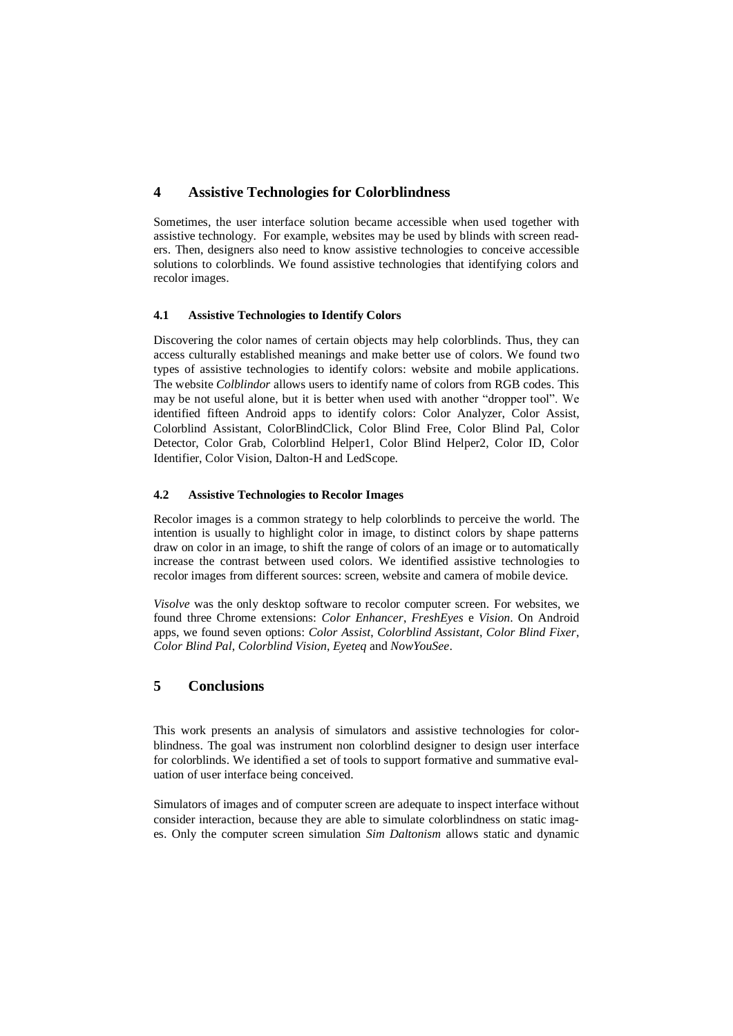## 4 Assistive Technologies for Colorblindness

Sometimes, the user interface solution became accessible when used together with assistive technology. For example, websites may be used by blinds with screen readers. Then, designers also need to know assistive technologies to conceive accessible solutions to colorblinds. We found assistive technologies that identifying colors and recolor images.

### 4.1 Assistive Technologies to Identify Colors

Discovering the color names of certain objects may help colorblinds. Thus, they can access culturally established meanings and make better use of colors. We found two types of assistive technologies to identify colors: website and mobile applications. The website *Colblindor* allows users to identify name of colors from RGB codes. This may be not useful alone, but it is better when used with another "dropper tool". We identified fifteen Android apps to identify colors: Color Analyzer, Color Assist, Colorblind Assistant, ColorBlindClick, Color Blind Free, Color Blind Pal, Color Detector, Color Grab, Colorblind Helper1, Color Blind Helper2, Color ID, Color Identifier, Color Vision, Dalton-H and LedScope.

### 4.2 Assistive Technologies to Recolor Images

Recolor images is a common strategy to help colorblinds to perceive the world. The intention is usually to highlight color in image, to distinct colors by shape patterns draw on color in an image, to shift the range of colors of an image or to automatically increase the contrast between used colors. We identified assistive technologies to recolor images from different sources: screen, website and camera of mobile device.

*Visolve* was the only desktop software to recolor computer screen. For websites, we found three Chrome extensions: *Color Enhancer*, *FreshEyes* e *Vision*. On Android apps, we found seven options: *Color Assist*, *Colorblind Assistant*, *Color Blind Fixer*, *Color Blind Pal*, *Colorblind Vision*, *Eyeteq* and *NowYouSee*.

## 5 Conclusions

This work presents an analysis of simulators and assistive technologies for colorblindness. The goal was instrument non colorblind designer to design user interface for colorblinds. We identified a set of tools to support formative and summative evaluation of user interface being conceived.

Simulators of images and of computer screen are adequate to inspect interface without consider interaction, because they are able to simulate colorblindness on static images. Only the computer screen simulation *Sim Daltonism* allows static and dynamic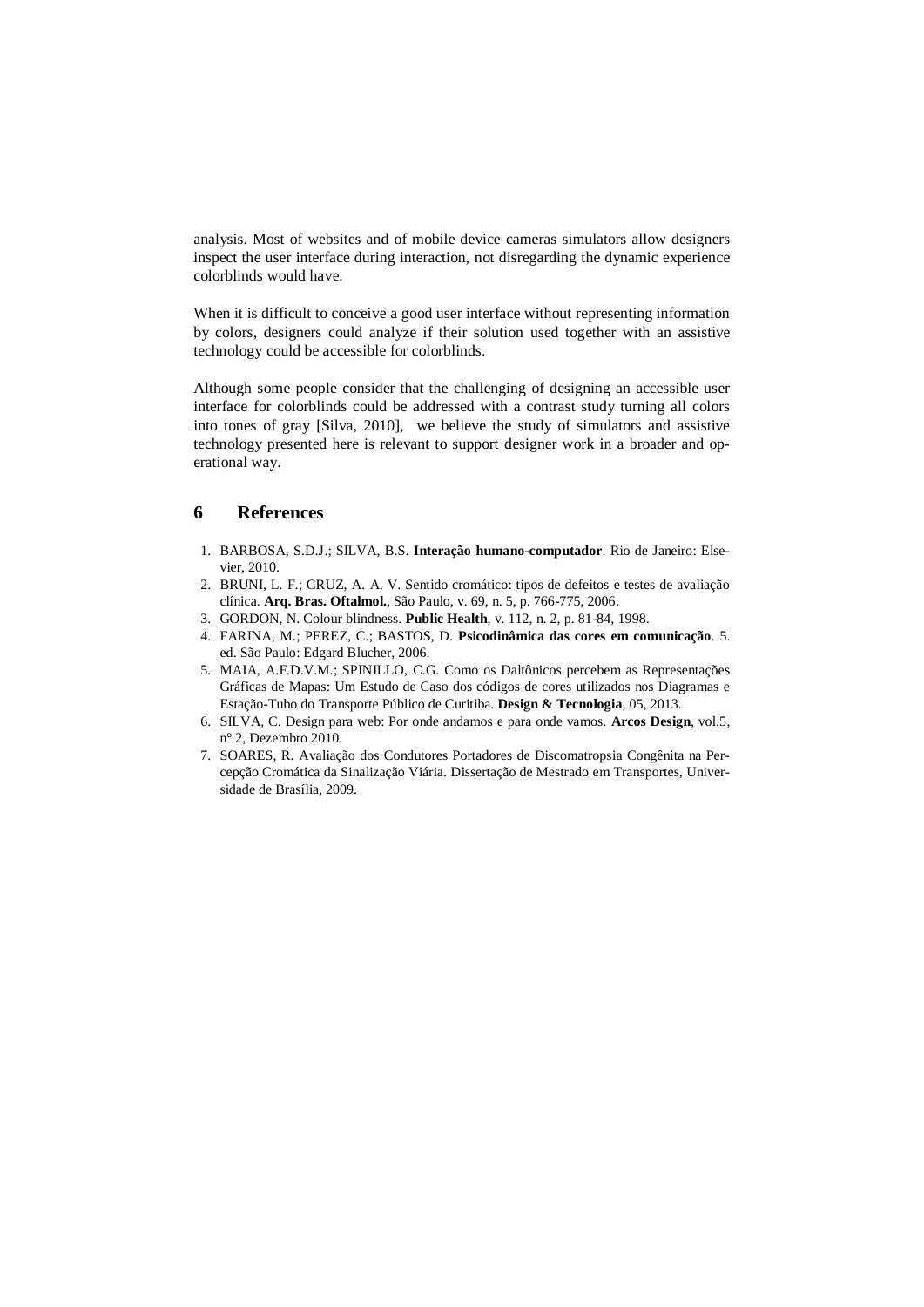analysis. Most of websites and of mobile device cameras simulators allow designers inspect the user interface during interaction, not disregarding the dynamic experience colorblinds would have.

When it is difficult to conceive a good user interface without representing information by colors, designers could analyze if their solution used together with an assistive technology could be accessible for colorblinds.

Although some people consider that the challenging of designing an accessible user interface for colorblinds could be addressed with a contrast study turning all colors into tones of gray [Silva, 2010], we believe the study of simulators and assistive technology presented here is relevant to support designer work in a broader and operational way.

## 6 References

1. BARBOSA, S.D.J.; SILVA, B.S. **Interação humano-computador**. Rio de Janeiro: Elsevier, 2010.
2. BRUNI, L. F.; CRUZ, A. A. V. Sentido cromático: tipos de defeitos e testes de avaliação clínica. **Arq. Bras. Oftalmol.**, São Paulo, v. 69, n. 5, p. 766-775, 2006.
3. GORDON, N. Colour blindness. **Public Health**, v. 112, n. 2, p. 81-84, 1998.
4. FARINA, M.; PEREZ, C.; BASTOS, D. **Psicodinâmica das cores em comunicação**. 5. ed. São Paulo: Edgard Blucher, 2006.
5. MAIA, A.F.D.V.M.; SPINILLO, C.G. Como os Daltônicos percebem as Representações Gráficas de Mapas: Um Estudo de Caso dos códigos de cores utilizados nos Diagramas e Estação-Tubo do Transporte Público de Curitiba. **Design & Tecnologia**, 05, 2013.
6. SILVA, C. Design para web: Por onde andamos e para onde vamos. **Arcos Design**, vol.5, n° 2, Dezembro 2010.
7. SOARES, R. Avaliação dos Condutores Portadores de Discomatropsia Congênita na Percepção Cromática da Sinalização Viária. Dissertação de Mestrado em Transportes, Universidade de Brasília, 2009.